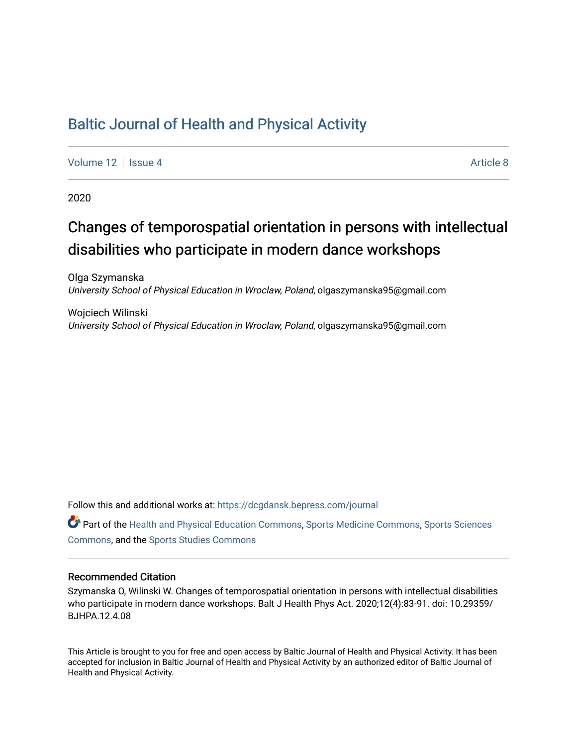# Baltic Journal of Health and Physical Activity

Volume 12 | Issue 4 | Article 8

2020

## Changes of temporospatial orientation in persons with intellectual disabilities who participate in modern dance workshops

Olga Szymanska
*University School of Physical Education in Wroclaw, Poland*, olgaszymanska95@gmail.com

Wojciech Wilinski
*University School of Physical Education in Wroclaw, Poland*, olgaszymanska95@gmail.com

Follow this and additional works at: https://dcgdansk.bepress.com/journal

Part of the Health and Physical Education Commons, Sports Medicine Commons, Sports Sciences Commons, and the Sports Studies Commons

### Recommended Citation

Szymanska O, Wilinski W. Changes of temporospatial orientation in persons with intellectual disabilities who participate in modern dance workshops. Balt J Health Phys Act. 2020;12(4):83-91. doi: 10.29359/BJHPA.12.4.08

This Article is brought to you for free and open access by Baltic Journal of Health and Physical Activity. It has been accepted for inclusion in Baltic Journal of Health and Physical Activity by an authorized editor of Baltic Journal of Health and Physical Activity.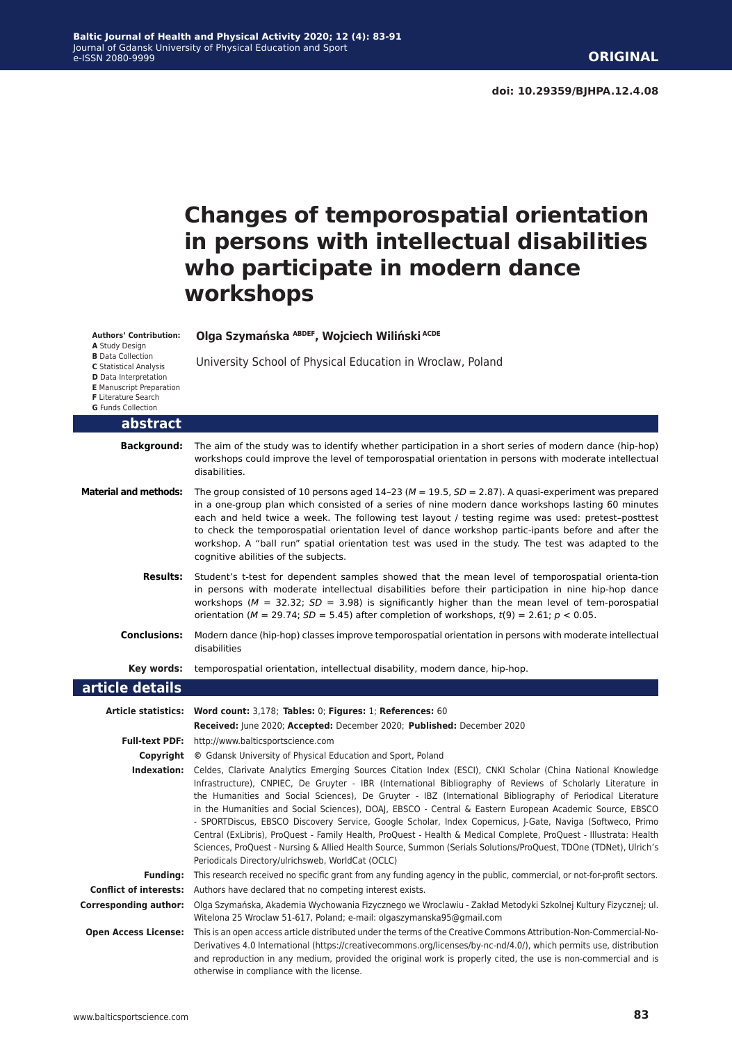**ORIGINAL**

**doi: 10.29359/BJHPA.12.4.08**

# Changes of temporospatial orientation in persons with intellectual disabilities who participate in modern dance workshops

**Authors' Contribution:**
**A** Study Design
**B** Data Collection
**C** Statistical Analysis
**D** Data Interpretation
**E** Manuscript Preparation
**F** Literature Search
**G** Funds Collection

**Olga Szymańska** [ABDEF]**, Wojciech Wiliński** [ACDE]

University School of Physical Education in Wroclaw, Poland

## abstract

**Background:** The aim of the study was to identify whether participation in a short series of modern dance (hip-hop) workshops could improve the level of temporospatial orientation in persons with moderate intellectual disabilities.

**Material and methods:** The group consisted of 10 persons aged 14–23 ($M = 19.5$, $SD = 2.87$). A quasi-experiment was prepared in a one-group plan which consisted of a series of nine modern dance workshops lasting 60 minutes each and held twice a week. The following test layout / testing regime was used: pretest–posttest to check the temporospatial orientation level of dance workshop partic-ipants before and after the workshop. A "ball run" spatial orientation test was used in the study. The test was adapted to the cognitive abilities of the subjects.

**Results:** Student's t-test for dependent samples showed that the mean level of temporospatial orienta-tion in persons with moderate intellectual disabilities before their participation in nine hip-hop dance workshops ($M = 32.32$; $SD = 3.98$) is significantly higher than the mean level of tem-porospatial orientation ($M = 29.74$; $SD = 5.45$) after completion of workshops, $t(9) = 2.61$; $p < 0.05$.

**Conclusions:** Modern dance (hip-hop) classes improve temporospatial orientation in persons with moderate intellectual disabilities

**Key words:** temporospatial orientation, intellectual disability, modern dance, hip-hop.

## article details

**Article statistics:** **Word count:** 3,178; **Tables:** 0; **Figures:** 1; **References:** 60

**Received:** June 2020; **Accepted:** December 2020; **Published:** December 2020

**Full-text PDF:** http://www.balticsportscience.com

**Copyright** © Gdansk University of Physical Education and Sport, Poland

**Indexation:** Celdes, Clarivate Analytics Emerging Sources Citation Index (ESCI), CNKI Scholar (China National Knowledge Infrastructure), CNPIEC, De Gruyter - IBR (International Bibliography of Reviews of Scholarly Literature in the Humanities and Social Sciences), De Gruyter - IBZ (International Bibliography of Periodical Literature in the Humanities and Social Sciences), DOAJ, EBSCO - Central & Eastern European Academic Source, EBSCO - SPORTDiscus, EBSCO Discovery Service, Google Scholar, Index Copernicus, J-Gate, Naviga (Softweco, Primo Central (ExLibris), ProQuest - Family Health, ProQuest - Health & Medical Complete, ProQuest - Illustrata: Health Sciences, ProQuest - Nursing & Allied Health Source, Summon (Serials Solutions/ProQuest, TDOne (TDNet), Ulrich's Periodicals Directory/ulrichsweb, WorldCat (OCLC)

**Funding:** This research received no specific grant from any funding agency in the public, commercial, or not-for-profit sectors.

**Conflict of interests:** Authors have declared that no competing interest exists.

**Corresponding author:** Olga Szymańska, Akademia Wychowania Fizycznego we Wroclawiu - Zakład Metodyki Szkolnej Kultury Fizycznej; ul. Witelona 25 Wroclaw 51-617, Poland; e-mail: olgaszymanska95@gmail.com

**Open Access License:** This is an open access article distributed under the terms of the Creative Commons Attribution-Non-Commercial-No-Derivatives 4.0 International (https://creativecommons.org/licenses/by-nc-nd/4.0/), which permits use, distribution and reproduction in any medium, provided the original work is properly cited, the use is non-commercial and is otherwise in compliance with the license.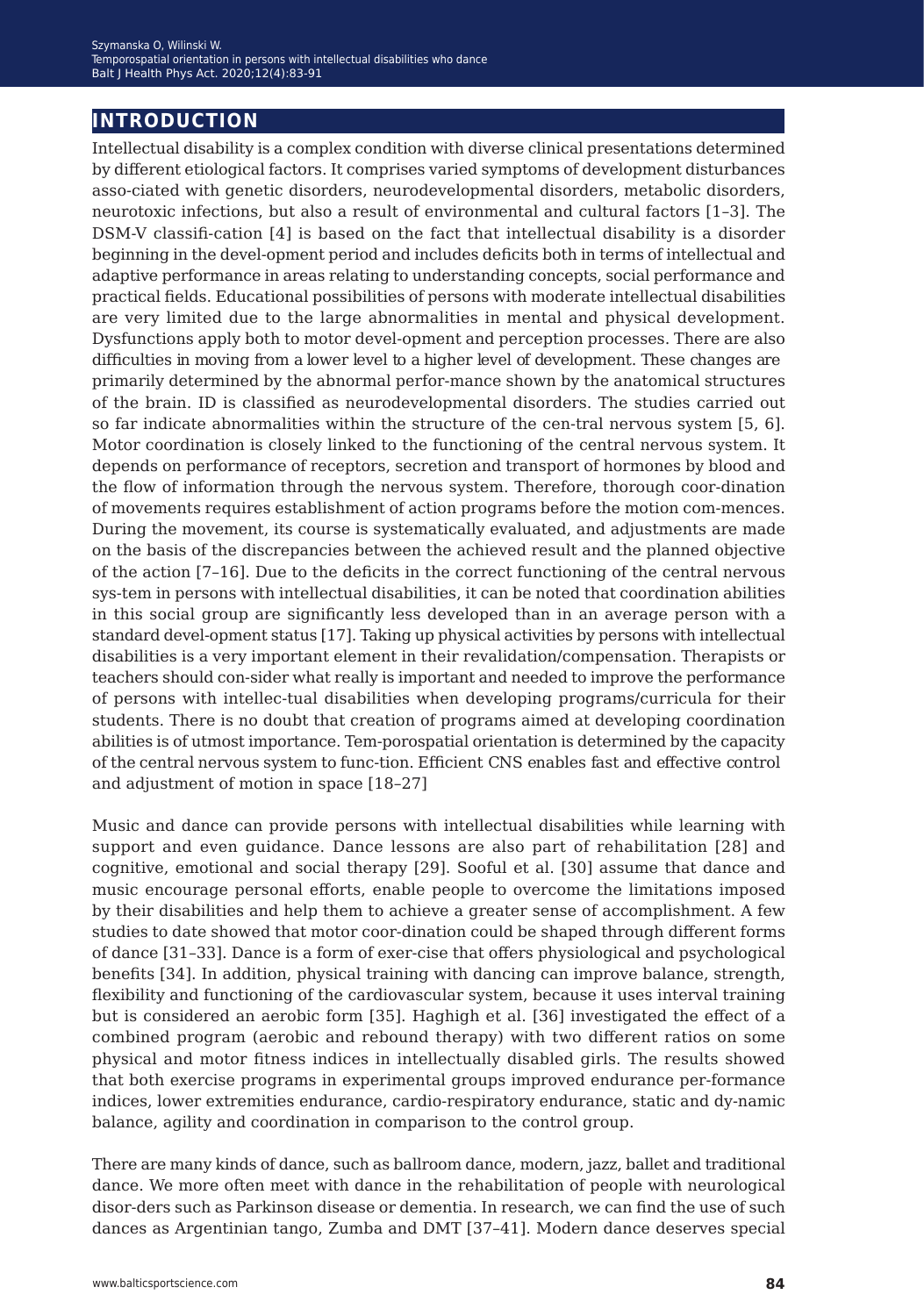## INTRODUCTION

Intellectual disability is a complex condition with diverse clinical presentations determined by different etiological factors. It comprises varied symptoms of development disturbances asso-ciated with genetic disorders, neurodevelopmental disorders, metabolic disorders, neurotoxic infections, but also a result of environmental and cultural factors [1–3]. The DSM-V classifi-cation [4] is based on the fact that intellectual disability is a disorder beginning in the devel-opment period and includes deficits both in terms of intellectual and adaptive performance in areas relating to understanding concepts, social performance and practical fields. Educational possibilities of persons with moderate intellectual disabilities are very limited due to the large abnormalities in mental and physical development. Dysfunctions apply both to motor devel-opment and perception processes. There are also difficulties in moving from a lower level to a higher level of development. These changes are primarily determined by the abnormal perfor-mance shown by the anatomical structures of the brain. ID is classified as neurodevelopmental disorders. The studies carried out so far indicate abnormalities within the structure of the cen-tral nervous system [5, 6]. Motor coordination is closely linked to the functioning of the central nervous system. It depends on performance of receptors, secretion and transport of hormones by blood and the flow of information through the nervous system. Therefore, thorough coor-dination of movements requires establishment of action programs before the motion com-mences. During the movement, its course is systematically evaluated, and adjustments are made on the basis of the discrepancies between the achieved result and the planned objective of the action [7–16]. Due to the deficits in the correct functioning of the central nervous sys-tem in persons with intellectual disabilities, it can be noted that coordination abilities in this social group are significantly less developed than in an average person with a standard devel-opment status [17]. Taking up physical activities by persons with intellectual disabilities is a very important element in their revalidation/compensation. Therapists or teachers should con-sider what really is important and needed to improve the performance of persons with intellec-tual disabilities when developing programs/curricula for their students. There is no doubt that creation of programs aimed at developing coordination abilities is of utmost importance. Tem-porospatial orientation is determined by the capacity of the central nervous system to func-tion. Efficient CNS enables fast and effective control and adjustment of motion in space [18–27]

Music and dance can provide persons with intellectual disabilities while learning with support and even guidance. Dance lessons are also part of rehabilitation [28] and cognitive, emotional and social therapy [29]. Sooful et al. [30] assume that dance and music encourage personal efforts, enable people to overcome the limitations imposed by their disabilities and help them to achieve a greater sense of accomplishment. A few studies to date showed that motor coor-dination could be shaped through different forms of dance [31–33]. Dance is a form of exer-cise that offers physiological and psychological benefits [34]. In addition, physical training with dancing can improve balance, strength, flexibility and functioning of the cardiovascular system, because it uses interval training but is considered an aerobic form [35]. Haghigh et al. [36] investigated the effect of a combined program (aerobic and rebound therapy) with two different ratios on some physical and motor fitness indices in intellectually disabled girls. The results showed that both exercise programs in experimental groups improved endurance per-formance indices, lower extremities endurance, cardio-respiratory endurance, static and dy-namic balance, agility and coordination in comparison to the control group.

There are many kinds of dance, such as ballroom dance, modern, jazz, ballet and traditional dance. We more often meet with dance in the rehabilitation of people with neurological disor-ders such as Parkinson disease or dementia. In research, we can find the use of such dances as Argentinian tango, Zumba and DMT [37–41]. Modern dance deserves special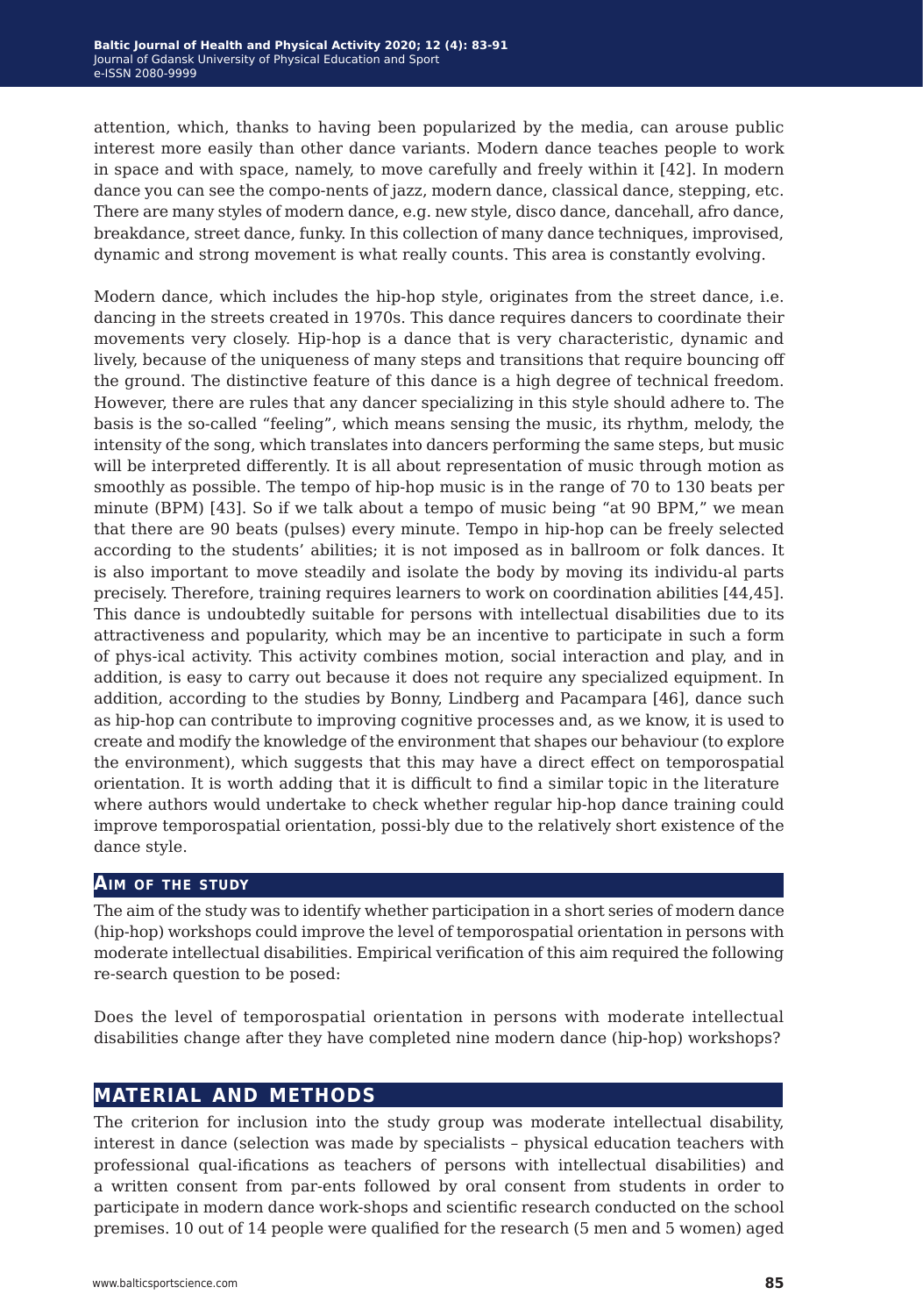attention, which, thanks to having been popularized by the media, can arouse public interest more easily than other dance variants. Modern dance teaches people to work in space and with space, namely, to move carefully and freely within it [42]. In modern dance you can see the compo-nents of jazz, modern dance, classical dance, stepping, etc. There are many styles of modern dance, e.g. new style, disco dance, dancehall, afro dance, breakdance, street dance, funky. In this collection of many dance techniques, improvised, dynamic and strong movement is what really counts. This area is constantly evolving.

Modern dance, which includes the hip-hop style, originates from the street dance, i.e. dancing in the streets created in 1970s. This dance requires dancers to coordinate their movements very closely. Hip-hop is a dance that is very characteristic, dynamic and lively, because of the uniqueness of many steps and transitions that require bouncing off the ground. The distinctive feature of this dance is a high degree of technical freedom. However, there are rules that any dancer specializing in this style should adhere to. The basis is the so-called "feeling", which means sensing the music, its rhythm, melody, the intensity of the song, which translates into dancers performing the same steps, but music will be interpreted differently. It is all about representation of music through motion as smoothly as possible. The tempo of hip-hop music is in the range of 70 to 130 beats per minute (BPM) [43]. So if we talk about a tempo of music being "at 90 BPM," we mean that there are 90 beats (pulses) every minute. Tempo in hip-hop can be freely selected according to the students' abilities; it is not imposed as in ballroom or folk dances. It is also important to move steadily and isolate the body by moving its individu-al parts precisely. Therefore, training requires learners to work on coordination abilities [44,45]. This dance is undoubtedly suitable for persons with intellectual disabilities due to its attractiveness and popularity, which may be an incentive to participate in such a form of phys-ical activity. This activity combines motion, social interaction and play, and in addition, is easy to carry out because it does not require any specialized equipment. In addition, according to the studies by Bonny, Lindberg and Pacampara [46], dance such as hip-hop can contribute to improving cognitive processes and, as we know, it is used to create and modify the knowledge of the environment that shapes our behaviour (to explore the environment), which suggests that this may have a direct effect on temporospatial orientation. It is worth adding that it is difficult to find a similar topic in the literature where authors would undertake to check whether regular hip-hop dance training could improve temporospatial orientation, possi-bly due to the relatively short existence of the dance style.

### Aim of the study

The aim of the study was to identify whether participation in a short series of modern dance (hip-hop) workshops could improve the level of temporospatial orientation in persons with moderate intellectual disabilities. Empirical verification of this aim required the following re-search question to be posed:

Does the level of temporospatial orientation in persons with moderate intellectual disabilities change after they have completed nine modern dance (hip-hop) workshops?

## Material and methods

The criterion for inclusion into the study group was moderate intellectual disability, interest in dance (selection was made by specialists – physical education teachers with professional qual-ifications as teachers of persons with intellectual disabilities) and a written consent from par-ents followed by oral consent from students in order to participate in modern dance work-shops and scientific research conducted on the school premises. 10 out of 14 people were qualified for the research (5 men and 5 women) aged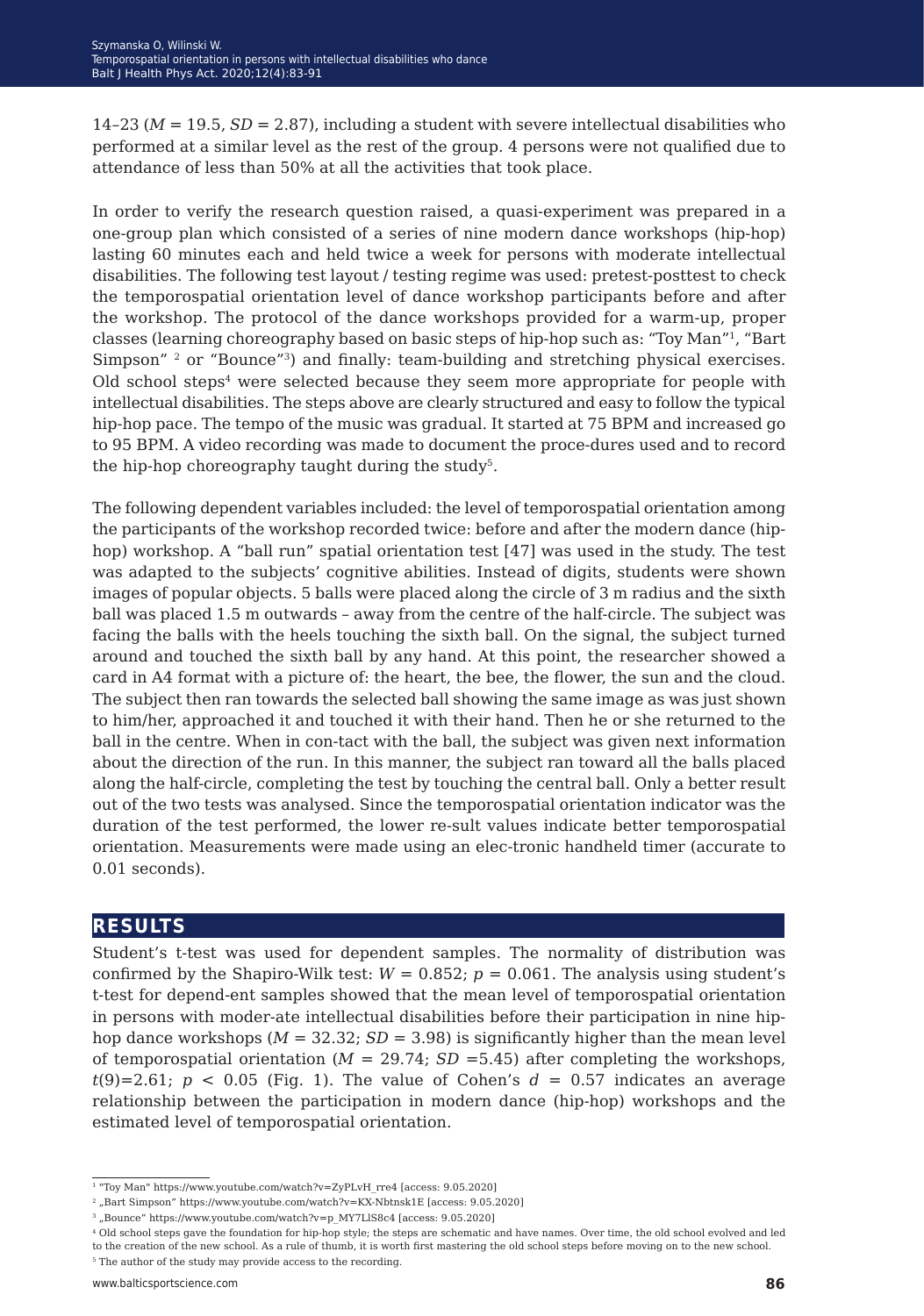14–23 ($M = 19.5$, $SD = 2.87$), including a student with severe intellectual disabilities who performed at a similar level as the rest of the group. 4 persons were not qualified due to attendance of less than 50% at all the activities that took place.

In order to verify the research question raised, a quasi-experiment was prepared in a one-group plan which consisted of a series of nine modern dance workshops (hip-hop) lasting 60 minutes each and held twice a week for persons with moderate intellectual disabilities. The following test layout / testing regime was used: pretest-posttest to check the temporospatial orientation level of dance workshop participants before and after the workshop. The protocol of the dance workshops provided for a warm-up, proper classes (learning choreography based on basic steps of hip-hop such as: "Toy Man"[1], "Bart Simpson" [2] or "Bounce"[3]) and finally: team-building and stretching physical exercises. Old school steps[4] were selected because they seem more appropriate for people with intellectual disabilities. The steps above are clearly structured and easy to follow the typical hip-hop pace. The tempo of the music was gradual. It started at 75 BPM and increased go to 95 BPM. A video recording was made to document the proce-dures used and to record the hip-hop choreography taught during the study[5].

The following dependent variables included: the level of temporospatial orientation among the participants of the workshop recorded twice: before and after the modern dance (hip-hop) workshop. A "ball run" spatial orientation test [47] was used in the study. The test was adapted to the subjects' cognitive abilities. Instead of digits, students were shown images of popular objects. 5 balls were placed along the circle of 3 m radius and the sixth ball was placed 1.5 m outwards – away from the centre of the half-circle. The subject was facing the balls with the heels touching the sixth ball. On the signal, the subject turned around and touched the sixth ball by any hand. At this point, the researcher showed a card in A4 format with a picture of: the heart, the bee, the flower, the sun and the cloud. The subject then ran towards the selected ball showing the same image as was just shown to him/her, approached it and touched it with their hand. Then he or she returned to the ball in the centre. When in con-tact with the ball, the subject was given next information about the direction of the run. In this manner, the subject ran toward all the balls placed along the half-circle, completing the test by touching the central ball. Only a better result out of the two tests was analysed. Since the temporospatial orientation indicator was the duration of the test performed, the lower re-sult values indicate better temporospatial orientation. Measurements were made using an elec-tronic handheld timer (accurate to 0.01 seconds).

## RESULTS

Student's t-test was used for dependent samples. The normality of distribution was confirmed by the Shapiro-Wilk test: $W = 0.852$; $p = 0.061$. The analysis using student's t-test for depend-ent samples showed that the mean level of temporospatial orientation in persons with moder-ate intellectual disabilities before their participation in nine hip-hop dance workshops ($M = 32.32$; $SD = 3.98$) is significantly higher than the mean level of temporospatial orientation ($M = 29.74$; $SD = 5.45$) after completing the workshops, $t(9) = 2.61$; $p < 0.05$ (Fig. 1). The value of Cohen's $d = 0.57$ indicates an average relationship between the participation in modern dance (hip-hop) workshops and the estimated level of temporospatial orientation.

---

[1] "Toy Man" https://www.youtube.com/watch?v=ZyPLvH_rre4 [access: 9.05.2020]

[2] „Bart Simpson" https://www.youtube.com/watch?v=KX-Nbtnsk1E [access: 9.05.2020]

[3] „Bounce" https://www.youtube.com/watch?v=p_MY7LIS8c4 [access: 9.05.2020]

[4] Old school steps gave the foundation for hip-hop style; the steps are schematic and have names. Over time, the old school evolved and led to the creation of the new school. As a rule of thumb, it is worth first mastering the old school steps before moving on to the new school.

[5] The author of the study may provide access to the recording.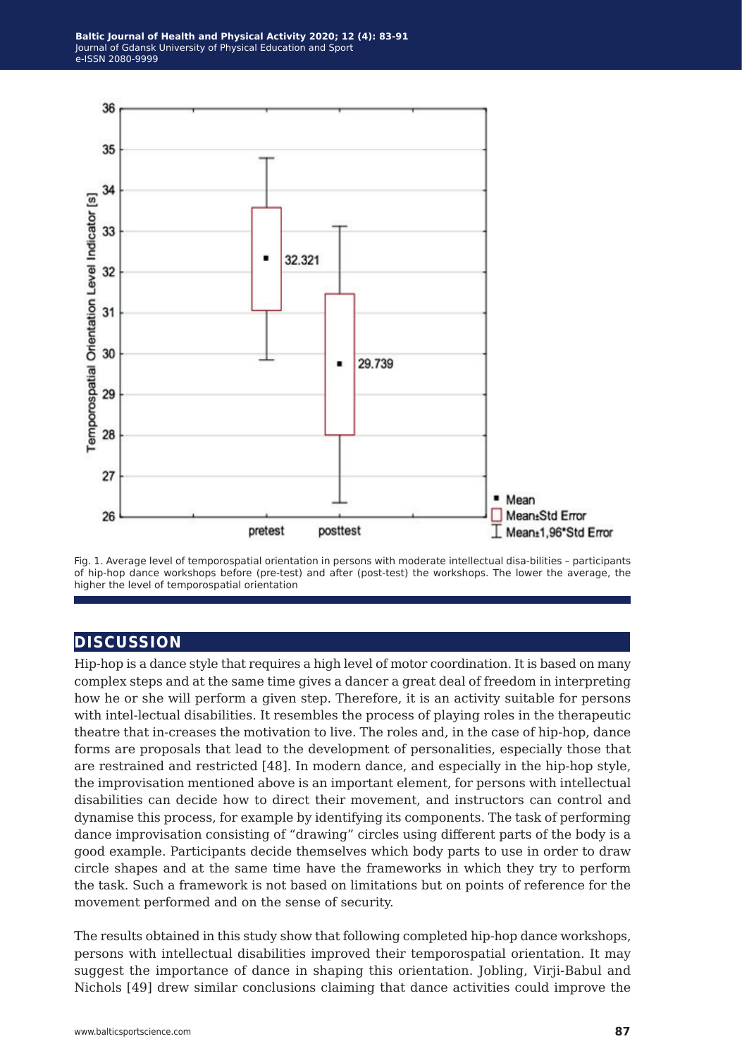Fig. 1. Average level of temporospatial orientation in persons with moderate intellectual disa-bilities – participants of hip-hop dance workshops before (pre-test) and after (post-test) the workshops. The lower the average, the higher the level of temporospatial orientation

## DISCUSSION

Hip-hop is a dance style that requires a high level of motor coordination. It is based on many complex steps and at the same time gives a dancer a great deal of freedom in interpreting how he or she will perform a given step. Therefore, it is an activity suitable for persons with intel-lectual disabilities. It resembles the process of playing roles in the therapeutic theatre that in-creases the motivation to live. The roles and, in the case of hip-hop, dance forms are proposals that lead to the development of personalities, especially those that are restrained and restricted [48]. In modern dance, and especially in the hip-hop style, the improvisation mentioned above is an important element, for persons with intellectual disabilities can decide how to direct their movement, and instructors can control and dynamise this process, for example by identifying its components. The task of performing dance improvisation consisting of "drawing" circles using different parts of the body is a good example. Participants decide themselves which body parts to use in order to draw circle shapes and at the same time have the frameworks in which they try to perform the task. Such a framework is not based on limitations but on points of reference for the movement performed and on the sense of security.

The results obtained in this study show that following completed hip-hop dance workshops, persons with intellectual disabilities improved their temporospatial orientation. It may suggest the importance of dance in shaping this orientation. Jobling, Virji-Babul and Nichols [49] drew similar conclusions claiming that dance activities could improve the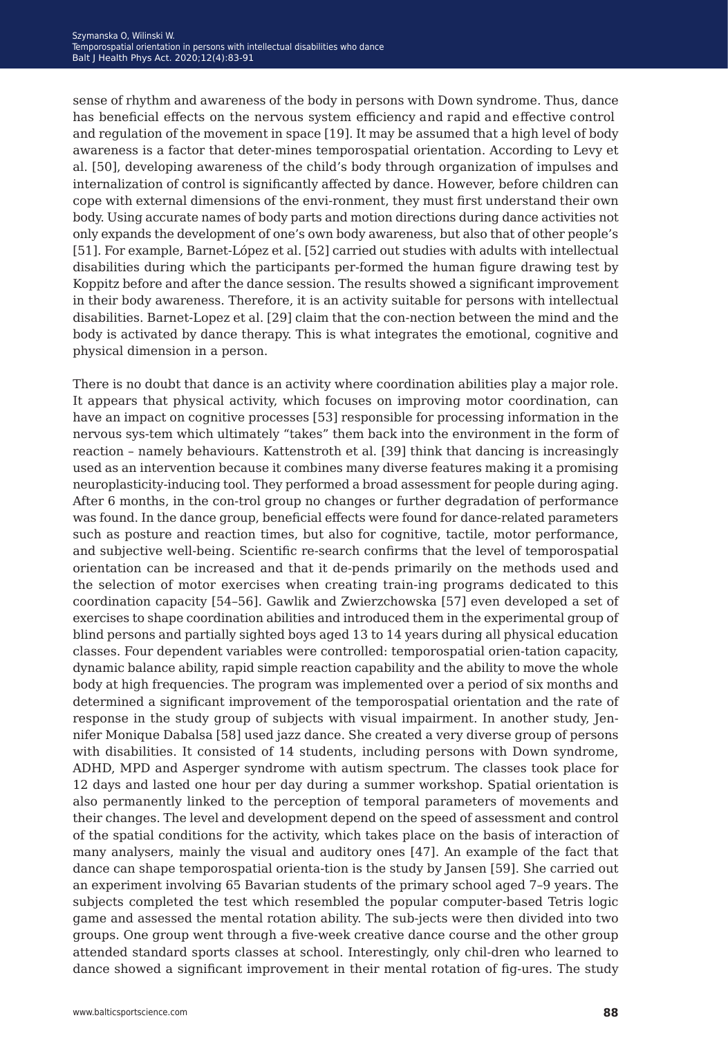sense of rhythm and awareness of the body in persons with Down syndrome. Thus, dance has beneficial effects on the nervous system efficiency and rapid and effective control and regulation of the movement in space [19]. It may be assumed that a high level of body awareness is a factor that deter-mines temporospatial orientation. According to Levy et al. [50], developing awareness of the child's body through organization of impulses and internalization of control is significantly affected by dance. However, before children can cope with external dimensions of the envi-ronment, they must first understand their own body. Using accurate names of body parts and motion directions during dance activities not only expands the development of one's own body awareness, but also that of other people's [51]. For example, Barnet-López et al. [52] carried out studies with adults with intellectual disabilities during which the participants per-formed the human figure drawing test by Koppitz before and after the dance session. The results showed a significant improvement in their body awareness. Therefore, it is an activity suitable for persons with intellectual disabilities. Barnet-Lopez et al. [29] claim that the con-nection between the mind and the body is activated by dance therapy. This is what integrates the emotional, cognitive and physical dimension in a person.

There is no doubt that dance is an activity where coordination abilities play a major role. It appears that physical activity, which focuses on improving motor coordination, can have an impact on cognitive processes [53] responsible for processing information in the nervous sys-tem which ultimately "takes" them back into the environment in the form of reaction – namely behaviours. Kattenstroth et al. [39] think that dancing is increasingly used as an intervention because it combines many diverse features making it a promising neuroplasticity-inducing tool. They performed a broad assessment for people during aging. After 6 months, in the con-trol group no changes or further degradation of performance was found. In the dance group, beneficial effects were found for dance-related parameters such as posture and reaction times, but also for cognitive, tactile, motor performance, and subjective well-being. Scientific re-search confirms that the level of temporospatial orientation can be increased and that it de-pends primarily on the methods used and the selection of motor exercises when creating train-ing programs dedicated to this coordination capacity [54–56]. Gawlik and Zwierzchowska [57] even developed a set of exercises to shape coordination abilities and introduced them in the experimental group of blind persons and partially sighted boys aged 13 to 14 years during all physical education classes. Four dependent variables were controlled: temporospatial orien-tation capacity, dynamic balance ability, rapid simple reaction capability and the ability to move the whole body at high frequencies. The program was implemented over a period of six months and determined a significant improvement of the temporospatial orientation and the rate of response in the study group of subjects with visual impairment. In another study, Jen-nifer Monique Dabalsa [58] used jazz dance. She created a very diverse group of persons with disabilities. It consisted of 14 students, including persons with Down syndrome, ADHD, MPD and Asperger syndrome with autism spectrum. The classes took place for 12 days and lasted one hour per day during a summer workshop. Spatial orientation is also permanently linked to the perception of temporal parameters of movements and their changes. The level and development depend on the speed of assessment and control of the spatial conditions for the activity, which takes place on the basis of interaction of many analysers, mainly the visual and auditory ones [47]. An example of the fact that dance can shape temporospatial orienta-tion is the study by Jansen [59]. She carried out an experiment involving 65 Bavarian students of the primary school aged 7–9 years. The subjects completed the test which resembled the popular computer-based Tetris logic game and assessed the mental rotation ability. The sub-jects were then divided into two groups. One group went through a five-week creative dance course and the other group attended standard sports classes at school. Interestingly, only chil-dren who learned to dance showed a significant improvement in their mental rotation of fig-ures. The study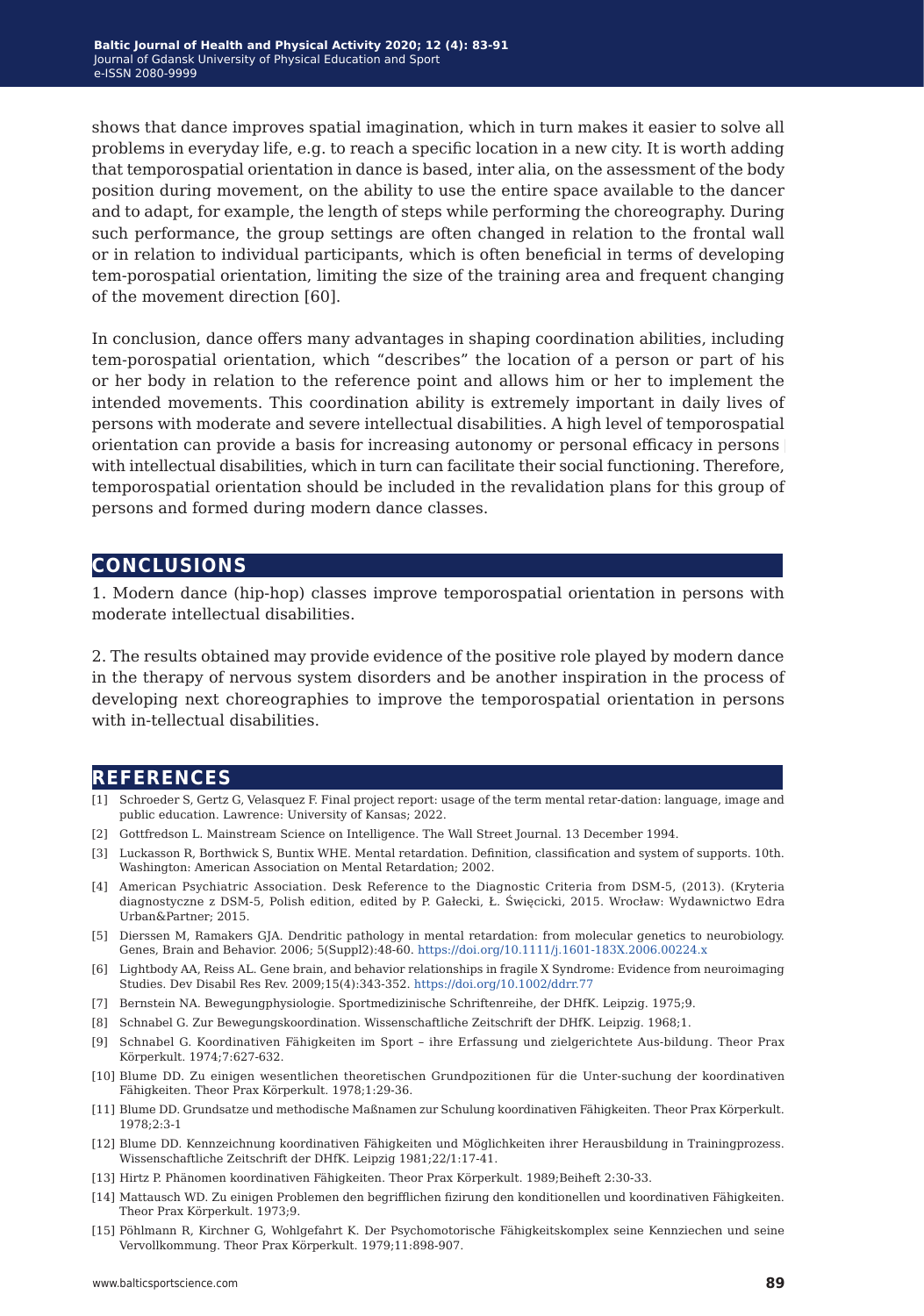shows that dance improves spatial imagination, which in turn makes it easier to solve all problems in everyday life, e.g. to reach a specific location in a new city. It is worth adding that temporospatial orientation in dance is based, inter alia, on the assessment of the body position during movement, on the ability to use the entire space available to the dancer and to adapt, for example, the length of steps while performing the choreography. During such performance, the group settings are often changed in relation to the frontal wall or in relation to individual participants, which is often beneficial in terms of developing tem-porospatial orientation, limiting the size of the training area and frequent changing of the movement direction [60].

In conclusion, dance offers many advantages in shaping coordination abilities, including tem-porospatial orientation, which "describes" the location of a person or part of his or her body in relation to the reference point and allows him or her to implement the intended movements. This coordination ability is extremely important in daily lives of persons with moderate and severe intellectual disabilities. A high level of temporospatial orientation can provide a basis for increasing autonomy or personal efficacy in persons with intellectual disabilities, which in turn can facilitate their social functioning. Therefore, temporospatial orientation should be included in the revalidation plans for this group of persons and formed during modern dance classes.

## CONCLUSIONS

1. Modern dance (hip-hop) classes improve temporospatial orientation in persons with moderate intellectual disabilities.

2. The results obtained may provide evidence of the positive role played by modern dance in the therapy of nervous system disorders and be another inspiration in the process of developing next choreographies to improve the temporospatial orientation in persons with in-tellectual disabilities.

## REFERENCES

[1] Schroeder S, Gertz G, Velasquez F. Final project report: usage of the term mental retar-dation: language, image and public education. Lawrence: University of Kansas; 2022.

[2] Gottfredson L. Mainstream Science on Intelligence. The Wall Street Journal. 13 December 1994.

[3] Luckasson R, Borthwick S, Buntix WHE. Mental retardation. Definition, classification and system of supports. 10th. Washington: American Association on Mental Retardation; 2002.

[4] American Psychiatric Association. Desk Reference to the Diagnostic Criteria from DSM-5, (2013). (Kryteria diagnostyczne z DSM-5, Polish edition, edited by P. Gałecki, Ł. Święcicki, 2015. Wrocław: Wydawnictwo Edra Urban&Partner; 2015.

[5] Dierssen M, Ramakers GJA. Dendritic pathology in mental retardation: from molecular genetics to neurobiology. Genes, Brain and Behavior. 2006; 5(Suppl2):48-60. https://doi.org/10.1111/j.1601-183X.2006.00224.x

[6] Lightbody AA, Reiss AL. Gene brain, and behavior relationships in fragile X Syndrome: Evidence from neuroimaging Studies. Dev Disabil Res Rev. 2009;15(4):343-352. https://doi.org/10.1002/ddrr.77

[7] Bernstein NA. Bewegungphysiologie. Sportmedizinische Schriftenreihe, der DHfK. Leipzig. 1975;9.

[8] Schnabel G. Zur Bewegungskoordination. Wissenschaftliche Zeitschrift der DHfK. Leipzig. 1968;1.

[9] Schnabel G. Koordinativen Fähigkeiten im Sport – ihre Erfassung und zielgerichtete Aus-bildung. Theor Prax Körperkult. 1974;7:627-632.

[10] Blume DD. Zu einigen wesentlichen theoretischen Grundpozitionen für die Unter-suchung der koordinativen Fähigkeiten. Theor Prax Körperkult. 1978;1:29-36.

[11] Blume DD. Grundsatze und methodische Maßnamen zur Schulung koordinativen Fähigkeiten. Theor Prax Körperkult. 1978;2:3-1

[12] Blume DD. Kennzeichnung koordinativen Fähigkeiten und Möglichkeiten ihrer Herausbildung in Trainingprozess. Wissenschaftliche Zeitschrift der DHfK. Leipzig 1981;22/1:17-41.

[13] Hirtz P. Phänomen koordinativen Fähigkeiten. Theor Prax Körperkult. 1989;Beiheft 2:30-33.

[14] Mattausch WD. Zu einigen Problemen den begrifflichen fizirung den konditionellen und koordinativen Fähigkeiten. Theor Prax Körperkult. 1973;9.

[15] Pöhlmann R, Kirchner G, Wohlgefahrt K. Der Psychomotorische Fähigkeitskomplex seine Kennziechen und seine Vervollkommung. Theor Prax Körperkult. 1979;11:898-907.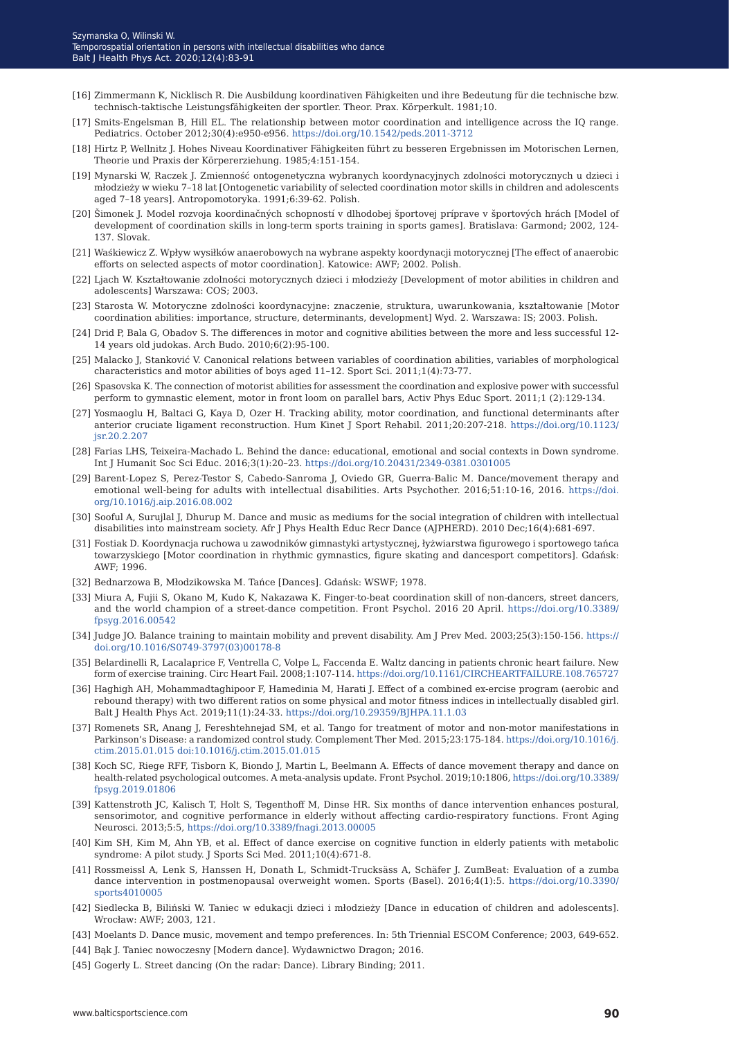[16] Zimmermann K, Nicklisch R. Die Ausbildung koordinativen Fähigkeiten und ihre Bedeutung für die technische bzw. technisch-taktische Leistungsfähigkeiten der sportler. Theor. Prax. Körperkult. 1981;10.

[17] Smits-Engelsman B, Hill EL. The relationship between motor coordination and intelligence across the IQ range. Pediatrics. October 2012;30(4):e950-e956. https://doi.org/10.1542/peds.2011-3712

[18] Hirtz P, Wellnitz J. Hohes Niveau Koordinativer Fähigkeiten führt zu besseren Ergebnissen im Motorischen Lernen, Theorie und Praxis der Körpererziehung. 1985;4:151-154.

[19] Mynarski W, Raczek J. Zmienność ontogenetyczna wybranych koordynacyjnych zdolności motorycznych u dzieci i młodzieży w wieku 7–18 lat [Ontogenetic variability of selected coordination motor skills in children and adolescents aged 7–18 years]. Antropomotoryka. 1991;6:39-62. Polish.

[20] Šimonek J. Model rozvoja koordinačných schopností v dlhodobej športovej príprave v športových hrách [Model of development of coordination skills in long-term sports training in sports games]. Bratislava: Garmond; 2002, 124-137. Slovak.

[21] Waśkiewicz Z. Wpływ wysiłków anaerobowych na wybrane aspekty koordynacji motorycznej [The effect of anaerobic efforts on selected aspects of motor coordination]. Katowice: AWF; 2002. Polish.

[22] Ljach W. Kształtowanie zdolności motorycznych dzieci i młodzieży [Development of motor abilities in children and adolescents] Warszawa: COS; 2003.

[23] Starosta W. Motoryczne zdolności koordynacyjne: znaczenie, struktura, uwarunkowania, kształtowanie [Motor coordination abilities: importance, structure, determinants, development] Wyd. 2. Warszawa: IS; 2003. Polish.

[24] Drid P, Bala G, Obadov S. The differences in motor and cognitive abilities between the more and less successful 12-14 years old judokas. Arch Budo. 2010;6(2):95-100.

[25] Malacko J, Stanković V. Canonical relations between variables of coordination abilities, variables of morphological characteristics and motor abilities of boys aged 11–12. Sport Sci. 2011;1(4):73-77.

[26] Spasovska K. The connection of motorist abilities for assessment the coordination and explosive power with successful perform to gymnastic element, motor in front loom on parallel bars, Activ Phys Educ Sport. 2011;1 (2):129-134.

[27] Yosmaoglu H, Baltaci G, Kaya D, Ozer H. Tracking ability, motor coordination, and functional determinants after anterior cruciate ligament reconstruction. Hum Kinet J Sport Rehabil. 2011;20:207-218. https://doi.org/10.1123/jsr.20.2.207

[28] Farias LHS, Teixeira-Machado L. Behind the dance: educational, emotional and social contexts in Down syndrome. Int J Humanit Soc Sci Educ. 2016;3(1):20–23. https://doi.org/10.20431/2349-0381.0301005

[29] Barent-Lopez S, Perez-Testor S, Cabedo-Sanroma J, Oviedo GR, Guerra-Balic M. Dance/movement therapy and emotional well-being for adults with intellectual disabilities. Arts Psychother. 2016;51:10-16, 2016. https://doi.org/10.1016/j.aip.2016.08.002

[30] Sooful A, Surujlal J, Dhurup M. Dance and music as mediums for the social integration of children with intellectual disabilities into mainstream society. Afr J Phys Health Educ Recr Dance (AJPHERD). 2010 Dec;16(4):681-697.

[31] Fostiak D. Koordynacja ruchowa u zawodników gimnastyki artystycznej, łyżwiarstwa figurowego i sportowego tańca towarzyskiego [Motor coordination in rhythmic gymnastics, figure skating and dancesport competitors]. Gdańsk: AWF; 1996.

[32] Bednarzowa B, Młodzikowska M. Tańce [Dances]. Gdańsk: WSWF; 1978.

[33] Miura A, Fujii S, Okano M, Kudo K, Nakazawa K. Finger-to-beat coordination skill of non-dancers, street dancers, and the world champion of a street-dance competition. Front Psychol. 2016 20 April. https://doi.org/10.3389/fpsyg.2016.00542

[34] Judge JO. Balance training to maintain mobility and prevent disability. Am J Prev Med. 2003;25(3):150-156. https://doi.org/10.1016/S0749-3797(03)00178-8

[35] Belardinelli R, Lacalaprice F, Ventrella C, Volpe L, Faccenda E. Waltz dancing in patients chronic heart failure. New form of exercise training. Circ Heart Fail. 2008;1:107-114. https://doi.org/10.1161/CIRCHEARTFAILURE.108.765727

[36] Haghigh AH, Mohammadtaghipoor F, Hamedinia M, Harati J. Effect of a combined ex-ercise program (aerobic and rebound therapy) with two different ratios on some physical and motor fitness indices in intellectually disabled girl. Balt J Health Phys Act. 2019;11(1):24-33. https://doi.org/10.29359/BJHPA.11.1.03

[37] Romenets SR, Anang J, Fereshtehnejad SM, et al. Tango for treatment of motor and non-motor manifestations in Parkinson's Disease: a randomized control study. Complement Ther Med. 2015;23:175-184. https://doi.org/10.1016/j.ctim.2015.01.015 doi:10.1016/j.ctim.2015.01.015

[38] Koch SC, Riege RFF, Tisborn K, Biondo J, Martin L, Beelmann A. Effects of dance movement therapy and dance on health-related psychological outcomes. A meta-analysis update. Front Psychol. 2019;10:1806, https://doi.org/10.3389/fpsyg.2019.01806

[39] Kattenstroth JC, Kalisch T, Holt S, Tegenthoff M, Dinse HR. Six months of dance intervention enhances postural, sensorimotor, and cognitive performance in elderly without affecting cardio-respiratory functions. Front Aging Neurosci. 2013;5:5, https://doi.org/10.3389/fnagi.2013.00005

[40] Kim SH, Kim M, Ahn YB, et al. Effect of dance exercise on cognitive function in elderly patients with metabolic syndrome: A pilot study. J Sports Sci Med. 2011;10(4):671-8.

[41] Rossmeissl A, Lenk S, Hanssen H, Donath L, Schmidt-Trucksäss A, Schäfer J. ZumBeat: Evaluation of a zumba dance intervention in postmenopausal overweight women. Sports (Basel). 2016;4(1):5. https://doi.org/10.3390/sports4010005

[42] Siedlecka B, Biliński W. Taniec w edukacji dzieci i młodzieży [Dance in education of children and adolescents]. Wrocław: AWF; 2003, 121.

[43] Moelants D. Dance music, movement and tempo preferences. In: 5th Triennial ESCOM Conference; 2003, 649-652.

[44] Bąk J. Taniec nowoczesny [Modern dance]. Wydawnictwo Dragon; 2016.

[45] Gogerly L. Street dancing (On the radar: Dance). Library Binding; 2011.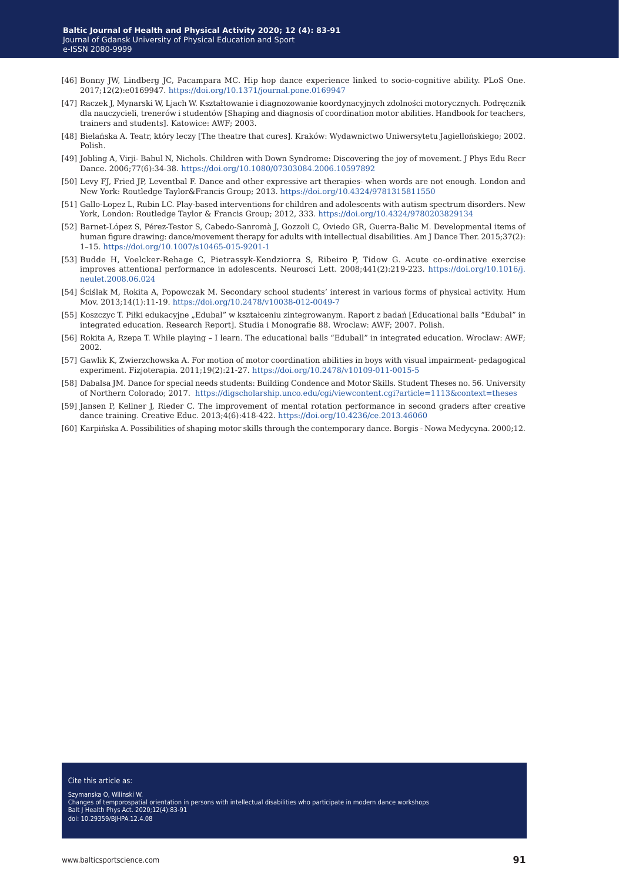[46] Bonny JW, Lindberg JC, Pacampara MC. Hip hop dance experience linked to socio-cognitive ability. PLoS One. 2017;12(2):e0169947. https://doi.org/10.1371/journal.pone.0169947

[47] Raczek J, Mynarski W, Ljach W. Kształtowanie i diagnozowanie koordynacyjnych zdolności motorycznych. Podręcznik dla nauczycieli, trenerów i studentów [Shaping and diagnosis of coordination motor abilities. Handbook for teachers, trainers and students]. Katowice: AWF; 2003.

[48] Bielańska A. Teatr, który leczy [The theatre that cures]. Kraków: Wydawnictwo Uniwersytetu Jagiellońskiego; 2002. Polish.

[49] Jobling A, Virji- Babul N, Nichols. Children with Down Syndrome: Discovering the joy of movement. J Phys Edu Recr Dance. 2006;77(6):34-38. https://doi.org/10.1080/07303084.2006.10597892

[50] Levy FJ, Fried JP, Leventbal F. Dance and other expressive art therapies- when words are not enough. London and New York: Routledge Taylor&Francis Group; 2013. https://doi.org/10.4324/9781315811550

[51] Gallo-Lopez L, Rubin LC. Play-based interventions for children and adolescents with autism spectrum disorders. New York, London: Routledge Taylor & Francis Group; 2012, 333. https://doi.org/10.4324/9780203829134

[52] Barnet-López S, Pérez-Testor S, Cabedo-Sanromà J, Gozzoli C, Oviedo GR, Guerra-Balic M. Developmental items of human figure drawing: dance/movement therapy for adults with intellectual disabilities. Am J Dance Ther. 2015;37(2): 1–15. https://doi.org/10.1007/s10465-015-9201-1

[53] Budde H, Voelcker-Rehage C, Pietrassyk-Kendziorra S, Ribeiro P, Tidow G. Acute co-ordinative exercise improves attentional performance in adolescents. Neurosci Lett. 2008;441(2):219-223. https://doi.org/10.1016/j.neulet.2008.06.024

[54] Ściślak M, Rokita A, Popowczak M. Secondary school students' interest in various forms of physical activity. Hum Mov. 2013;14(1):11-19. https://doi.org/10.2478/v10038-012-0049-7

[55] Koszczyc T. Piłki edukacyjne „Edubal" w kształceniu zintegrowanym. Raport z badań [Educational balls "Edubal" in integrated education. Research Report]. Studia i Monografie 88. Wroclaw: AWF; 2007. Polish.

[56] Rokita A, Rzepa T. While playing – I learn. The educational balls "Eduball" in integrated education. Wroclaw: AWF; 2002.

[57] Gawlik K, Zwierzchowska A. For motion of motor coordination abilities in boys with visual impairment- pedagogical experiment. Fizjoterapia. 2011;19(2):21-27. https://doi.org/10.2478/v10109-011-0015-5

[58] Dabalsa JM. Dance for special needs students: Building Condence and Motor Skills. Student Theses no. 56. University of Northern Colorado; 2017. https://digscholarship.unco.edu/cgi/viewcontent.cgi?article=1113&context=theses

[59] Jansen P, Kellner J, Rieder C. The improvement of mental rotation performance in second graders after creative dance training. Creative Educ. 2013;4(6):418-422. https://doi.org/10.4236/ce.2013.46060

[60] Karpińska A. Possibilities of shaping motor skills through the contemporary dance. Borgis - Nowa Medycyna. 2000;12.

Cite this article as:

Szymanska O, Wilinski W.
Changes of temporospatial orientation in persons with intellectual disabilities who participate in modern dance workshops
Balt J Health Phys Act. 2020;12(4):83-91
doi: 10.29359/BJHPA.12.4.08